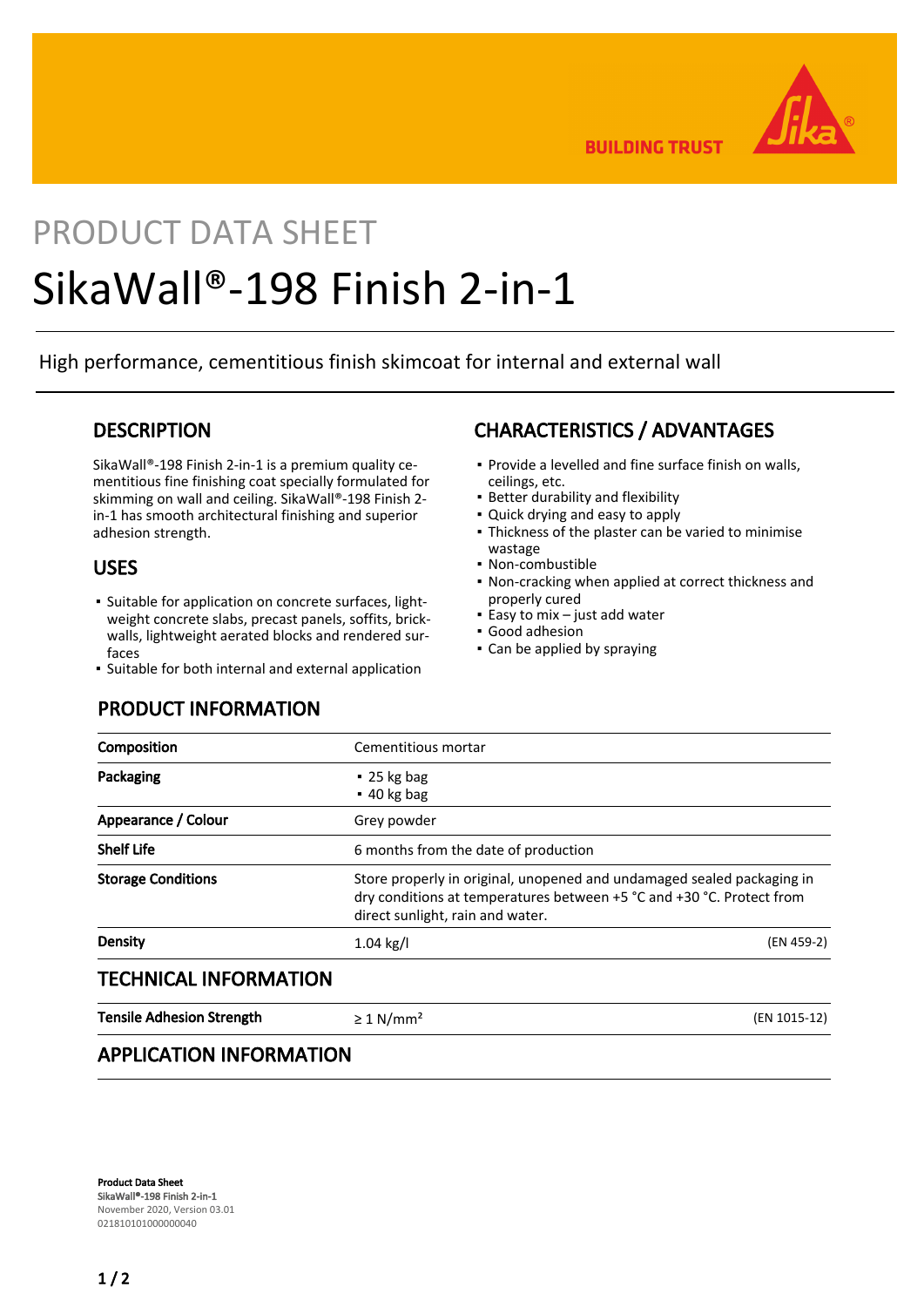BUILDING TRUST

PRODUCT DATA SHEET

# SikaWall®-198 Finish 2-in-1

High performance, cementitious finish skimcoat for internal and external wall

## DESCRIPTION

SikaWall®-198 Finish 2-in-1 is a premium quality cementitious fine finishing coat specially formulated for skimming on wall and ceiling. SikaWall®-198 Finish 2-in-1 has smooth architectural finishing and superior adhesion strength.

## USES

- Suitable for application on concrete surfaces, lightweight concrete slabs, precast panels, soffits, brickwalls, lightweight aerated blocks and rendered surfaces
- Suitable for both internal and external application

## CHARACTERISTICS / ADVANTAGES

- Provide a levelled and fine surface finish on walls, ceilings, etc.
- Better durability and flexibility
- Quick drying and easy to apply
- Thickness of the plaster can be varied to minimise wastage
- Non-combustible
- Non-cracking when applied at correct thickness and properly cured
- Easy to mix – just add water
- Good adhesion
- Can be applied by spraying

## PRODUCT INFORMATION

| | | |
|---|---|---|
| **Composition** | Cementitious mortar | |
| **Packaging** | ▪ 25 kg bag<br>▪ 40 kg bag | |
| **Appearance / Colour** | Grey powder | |
| **Shelf Life** | 6 months from the date of production | |
| **Storage Conditions** | Store properly in original, unopened and undamaged sealed packaging in dry conditions at temperatures between +5 °C and +30 °C. Protect from direct sunlight, rain and water. | |
| **Density** | 1.04 kg/l | (EN 459-2) |

## TECHNICAL INFORMATION

| | | |
|---|---|---|
| **Tensile Adhesion Strength** | ≥ 1 N/mm² | (EN 1015-12) |

## APPLICATION INFORMATION

**Product Data Sheet**
**SikaWall®-198 Finish 2-in-1**
November 2020, Version 03.01
021810101000000040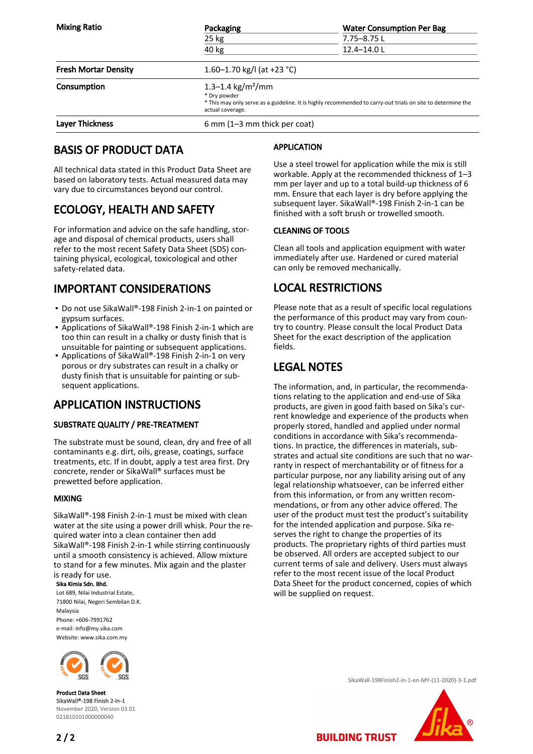| | | |
|---|---|---|
| **Mixing Ratio** | **Packaging** | **Water Consumption Per Bag** |
| | 25 kg | 7.75–8.75 L |
| | 40 kg | 12.4–14.0 L |
| **Fresh Mortar Density** | 1.60–1.70 kg/l (at +23 °C) | |
| **Consumption** | 1.3–1.4 kg/m²/mm<br>* Dry powder<br>* This may only serve as a guideline. It is highly recommended to carry-out trials on site to determine the actual coverage. | |
| **Layer Thickness** | 6 mm (1–3 mm thick per coat) | |

## BASIS OF PRODUCT DATA

All technical data stated in this Product Data Sheet are based on laboratory tests. Actual measured data may vary due to circumstances beyond our control.

## ECOLOGY, HEALTH AND SAFETY

For information and advice on the safe handling, storage and disposal of chemical products, users shall refer to the most recent Safety Data Sheet (SDS) containing physical, ecological, toxicological and other safety-related data.

## IMPORTANT CONSIDERATIONS

- Do not use SikaWall®-198 Finish 2-in-1 on painted or gypsum surfaces.
- Applications of SikaWall®-198 Finish 2-in-1 which are too thin can result in a chalky or dusty finish that is unsuitable for painting or subsequent applications.
- Applications of SikaWall®-198 Finish 2-in-1 on very porous or dry substrates can result in a chalky or dusty finish that is unsuitable for painting or subsequent applications.

## APPLICATION INSTRUCTIONS

### SUBSTRATE QUALITY / PRE-TREATMENT

The substrate must be sound, clean, dry and free of all contaminants e.g. dirt, oils, grease, coatings, surface treatments, etc. If in doubt, apply a test area first. Dry concrete, render or SikaWall® surfaces must be prewetted before application.

### MIXING

SikaWall®-198 Finish 2-in-1 must be mixed with clean water at the site using a power drill whisk. Pour the required water into a clean container then add SikaWall®-198 Finish 2-in-1 while stirring continuously until a smooth consistency is achieved. Allow mixture to stand for a few minutes. Mix again and the plaster is ready for use.

### APPLICATION

Use a steel trowel for application while the mix is still workable. Apply at the recommended thickness of 1–3 mm per layer and up to a total build-up thickness of 6 mm. Ensure that each layer is dry before applying the subsequent layer. SikaWall®-198 Finish 2-in-1 can be finished with a soft brush or trowelled smooth.

### CLEANING OF TOOLS

Clean all tools and application equipment with water immediately after use. Hardened or cured material can only be removed mechanically.

## LOCAL RESTRICTIONS

Please note that as a result of specific local regulations the performance of this product may vary from country to country. Please consult the local Product Data Sheet for the exact description of the application fields.

## LEGAL NOTES

The information, and, in particular, the recommendations relating to the application and end-use of Sika products, are given in good faith based on Sika's current knowledge and experience of the products when properly stored, handled and applied under normal conditions in accordance with Sika's recommendations. In practice, the differences in materials, substrates and actual site conditions are such that no warranty in respect of merchantability or of fitness for a particular purpose, nor any liability arising out of any legal relationship whatsoever, can be inferred either from this information, or from any written recommendations, or from any other advice offered. The user of the product must test the product's suitability for the intended application and purpose. Sika reserves the right to change the properties of its products. The proprietary rights of third parties must be observed. All orders are accepted subject to our current terms of sale and delivery. Users must always refer to the most recent issue of the local Product Data Sheet for the product concerned, copies of which will be supplied on request.

**Sika Kimia Sdn. Bhd.**
Lot 689, Nilai Industrial Estate,
71800 Nilai, Negeri Sembilan D.K.
Malaysia
Phone: +606-7991762
e-mail: info@my.sika.com
Website: www.sika.com.my

**Product Data Sheet**
**SikaWall®-198 Finish 2-in-1**
November 2020, Version 03.01
021810101000000040

SikaWall-198Finish2-in-1-en-MY-(11-2020)-3-1.pdf

BUILDING TRUST